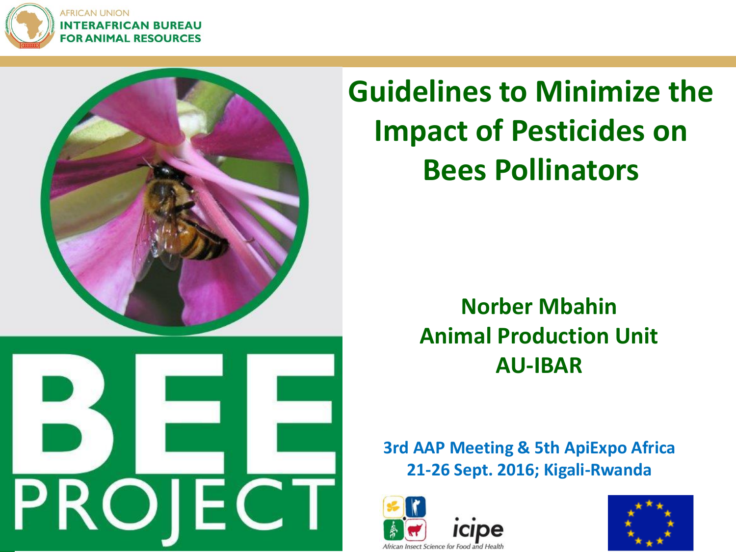AFRICAN UNION
INTERAFRICAN BUREAU
FOR ANIMAL RESOURCES

# Guidelines to Minimize the Impact of Pesticides on Bees Pollinators

BEE PROJECT

**Norber Mbahin**
**Animal Production Unit**
**AU-IBAR**

**3rd AAP Meeting & 5th ApiExpo Africa**
**21-26 Sept. 2016; Kigali-Rwanda**

icipe
African Insect Science for Food and Health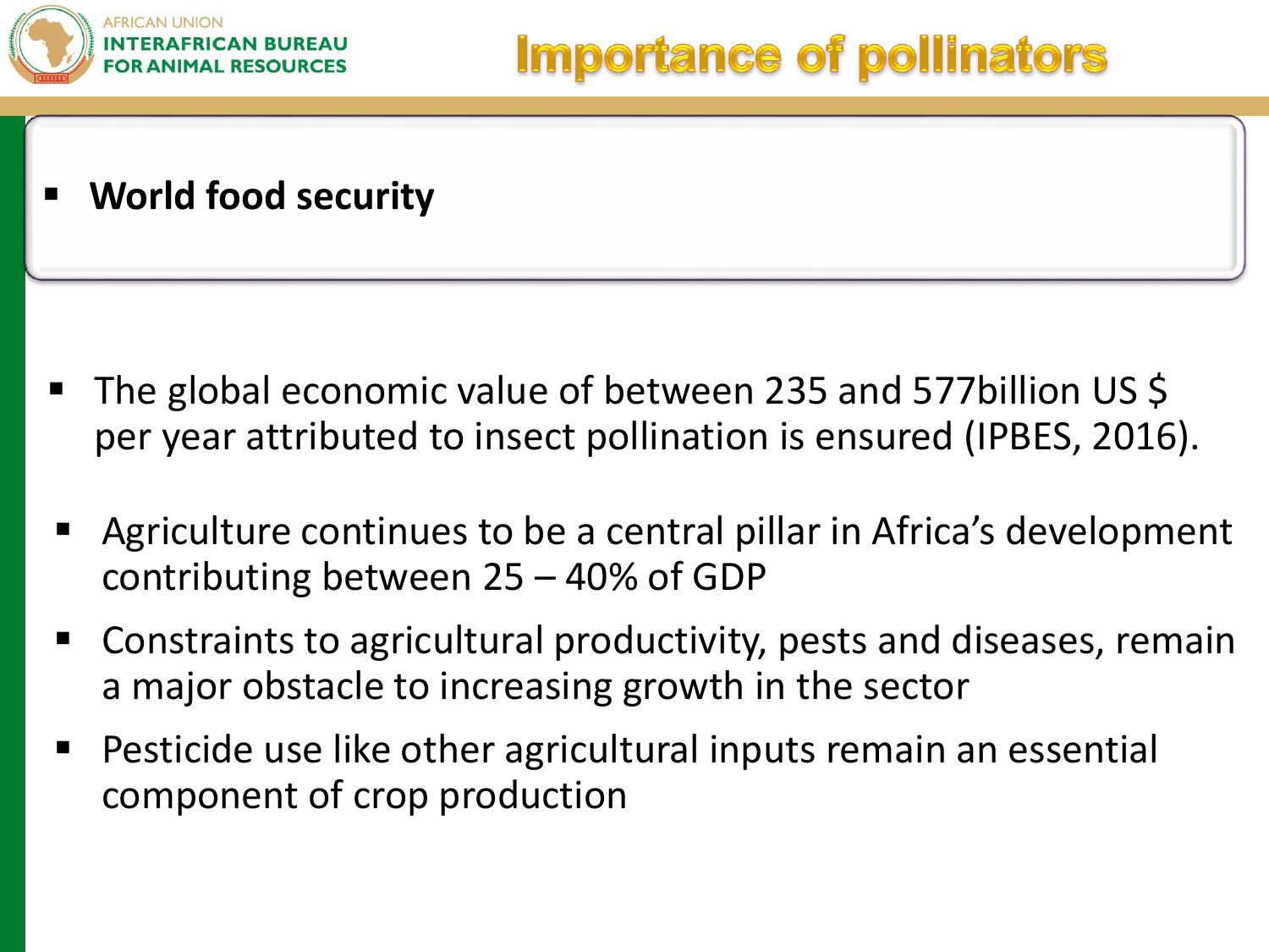# Importance of pollinators

- **World food security**

- The global economic value of between 235 and 577billion US $ per year attributed to insect pollination is ensured (IPBES, 2016).
- Agriculture continues to be a central pillar in Africa's development contributing between 25 – 40% of GDP
- Constraints to agricultural productivity, pests and diseases, remain a major obstacle to increasing growth in the sector
- Pesticide use like other agricultural inputs remain an essential component of crop production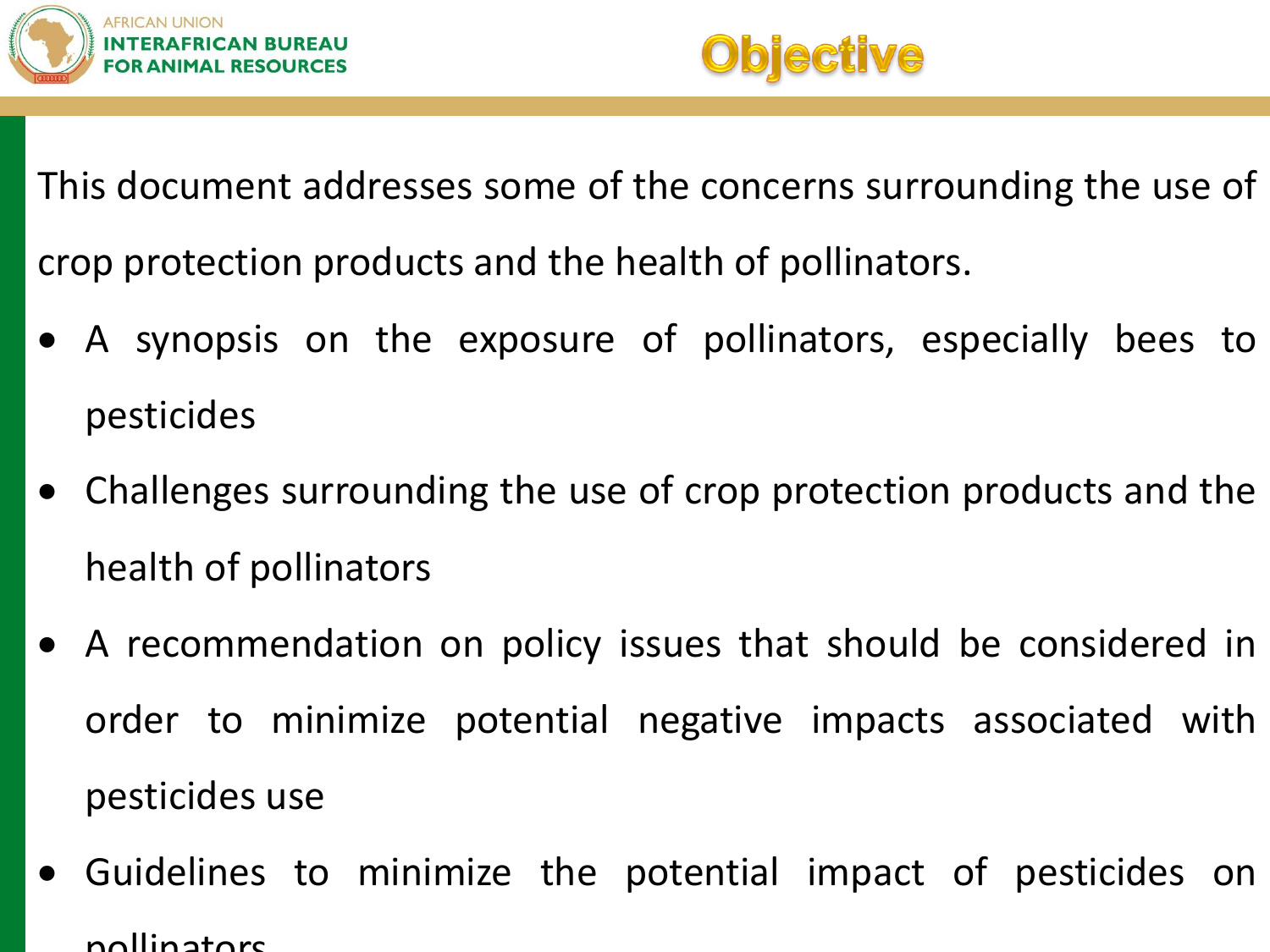# Objective

This document addresses some of the concerns surrounding the use of crop protection products and the health of pollinators.

- A synopsis on the exposure of pollinators, especially bees to pesticides
- Challenges surrounding the use of crop protection products and the health of pollinators
- A recommendation on policy issues that should be considered in order to minimize potential negative impacts associated with pesticides use
- Guidelines to minimize the potential impact of pesticides on pollinators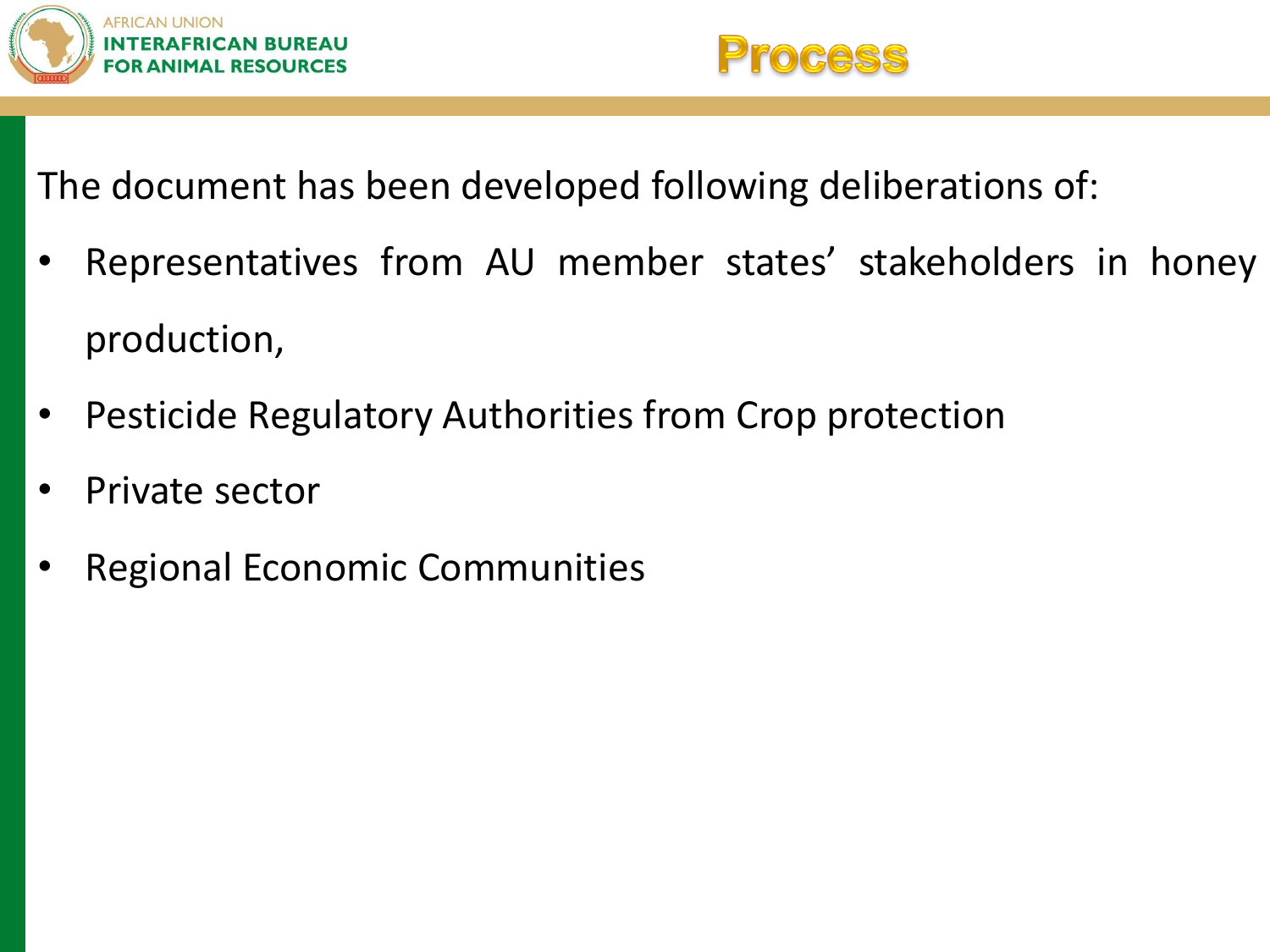# Process

The document has been developed following deliberations of:

- Representatives from AU member states' stakeholders in honey production,
- Pesticide Regulatory Authorities from Crop protection
- Private sector
- Regional Economic Communities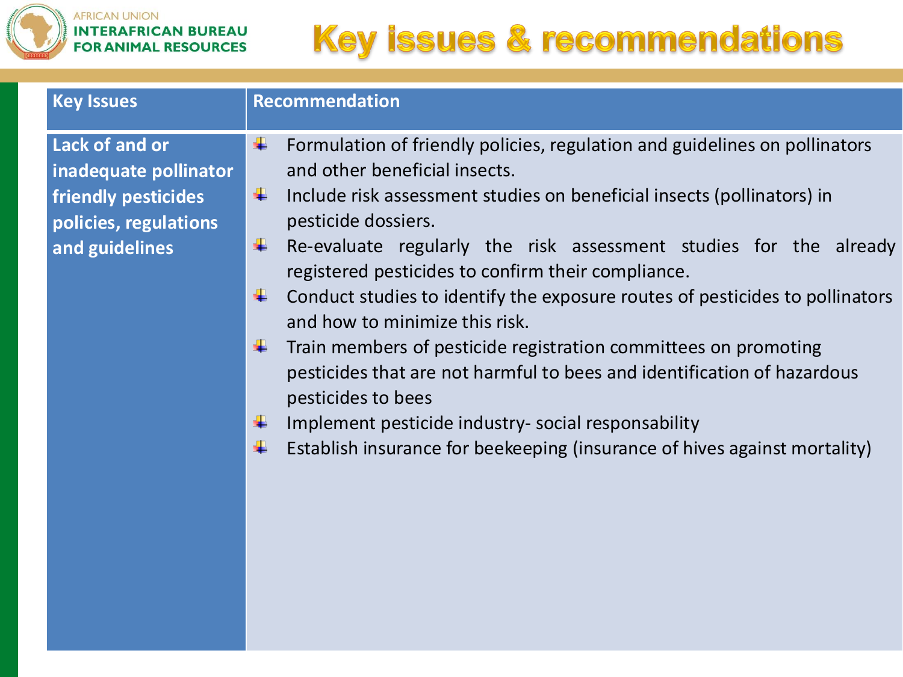# Key issues & recommendations

| Key Issues | Recommendation |
| --- | --- |
| **Lack of and or inadequate pollinator friendly pesticides policies, regulations and guidelines** | - Formulation of friendly policies, regulation and guidelines on pollinators and other beneficial insects.<br>- Include risk assessment studies on beneficial insects (pollinators) in pesticide dossiers.<br>- Re-evaluate regularly the risk assessment studies for the already registered pesticides to confirm their compliance.<br>- Conduct studies to identify the exposure routes of pesticides to pollinators and how to minimize this risk.<br>- Train members of pesticide registration committees on promoting pesticides that are not harmful to bees and identification of hazardous pesticides to bees<br>- Implement pesticide industry- social responsability<br>- Establish insurance for beekeeping (insurance of hives against mortality) |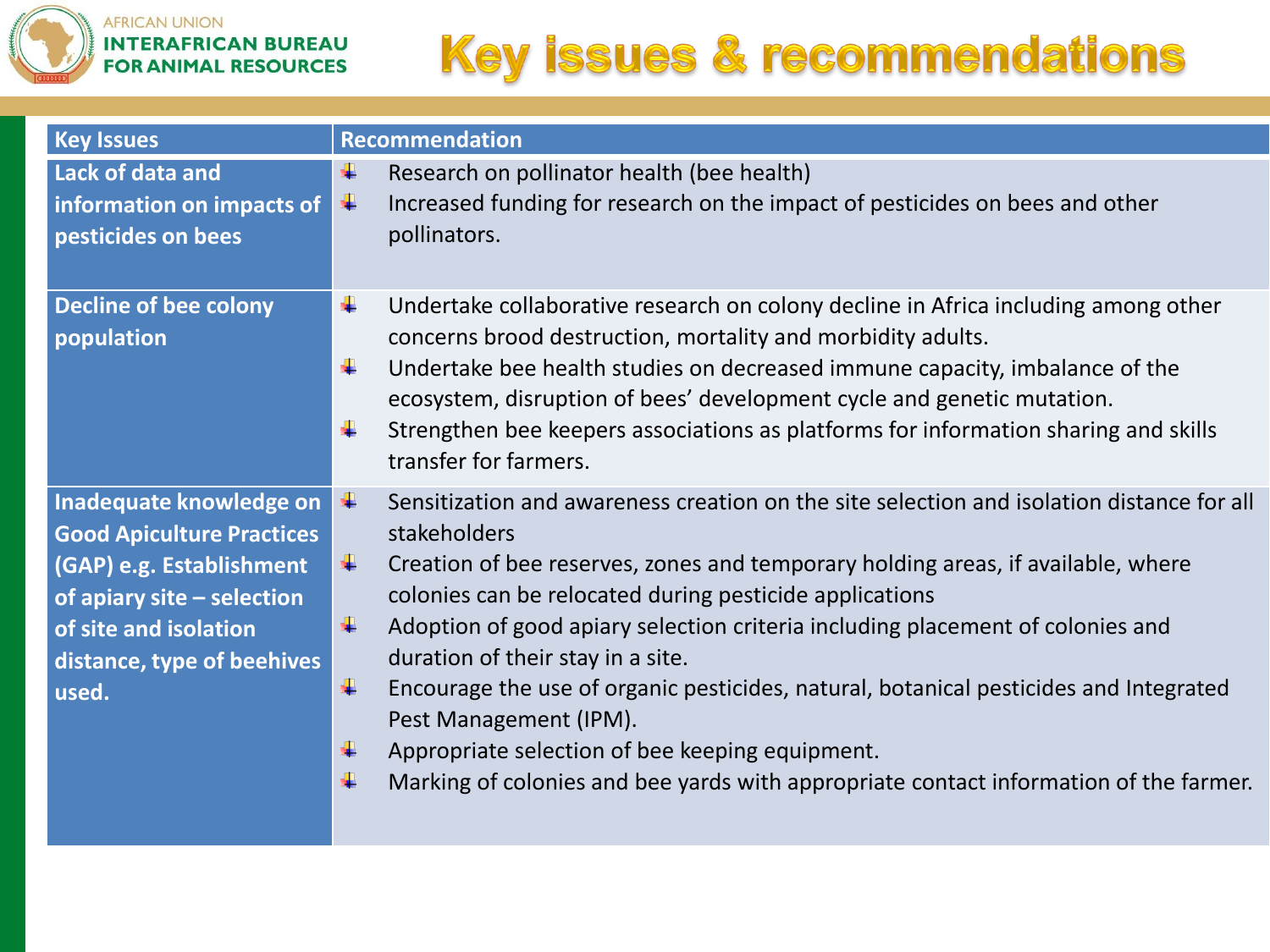AFRICAN UNION
INTERAFRICAN BUREAU FOR ANIMAL RESOURCES

# Key issues & recommendations

| Key Issues | Recommendation |
| --- | --- |
| Lack of data and information on impacts of pesticides on bees | • Research on pollinator health (bee health)<br>• Increased funding for research on the impact of pesticides on bees and other pollinators. |
| Decline of bee colony population | • Undertake collaborative research on colony decline in Africa including among other concerns brood destruction, mortality and morbidity adults.<br>• Undertake bee health studies on decreased immune capacity, imbalance of the ecosystem, disruption of bees' development cycle and genetic mutation.<br>• Strengthen bee keepers associations as platforms for information sharing and skills transfer for farmers. |
| Inadequate knowledge on Good Apiculture Practices (GAP) e.g. Establishment of apiary site – selection of site and isolation distance, type of beehives used. | • Sensitization and awareness creation on the site selection and isolation distance for all stakeholders<br>• Creation of bee reserves, zones and temporary holding areas, if available, where colonies can be relocated during pesticide applications<br>• Adoption of good apiary selection criteria including placement of colonies and duration of their stay in a site.<br>• Encourage the use of organic pesticides, natural, botanical pesticides and Integrated Pest Management (IPM).<br>• Appropriate selection of bee keeping equipment.<br>• Marking of colonies and bee yards with appropriate contact information of the farmer. |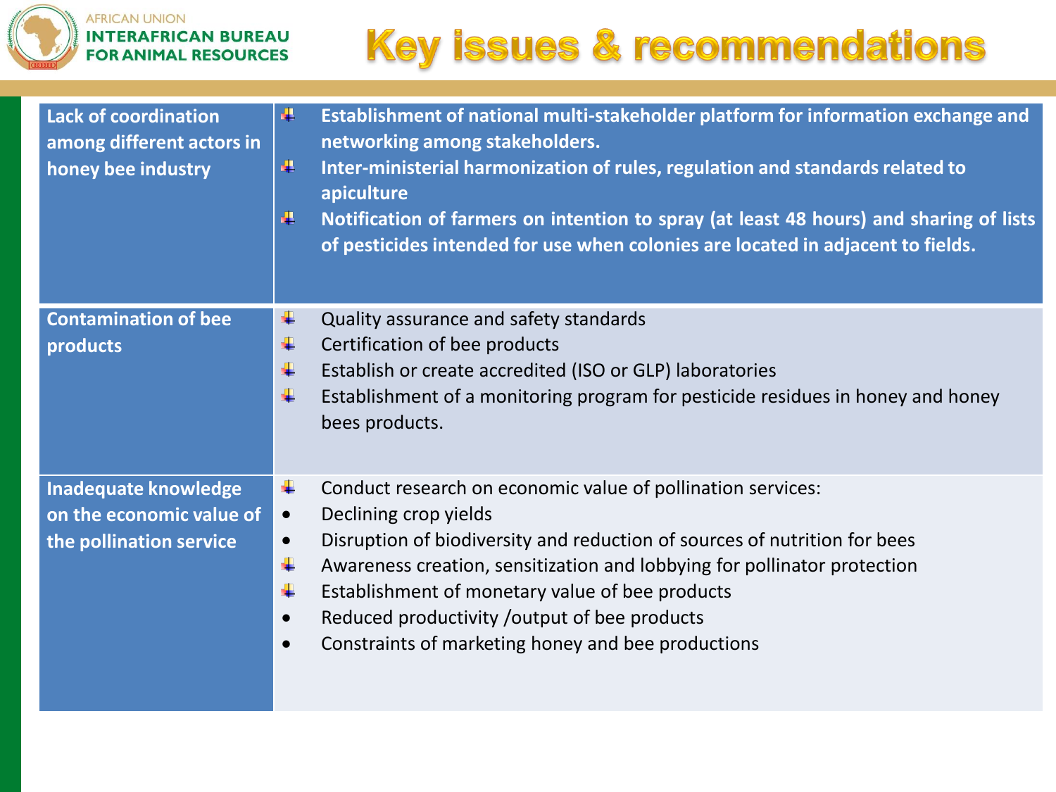# Key issues & recommendations

| Key issue | Recommendations |
|---|---|
| **Lack of coordination among different actors in honey bee industry** | **Establishment of national multi-stakeholder platform for information exchange and networking among stakeholders.**<br>**Inter-ministerial harmonization of rules, regulation and standards related to apiculture**<br>**Notification of farmers on intention to spray (at least 48 hours) and sharing of lists of pesticides intended for use when colonies are located in adjacent to fields.** |
| **Contamination of bee products** | Quality assurance and safety standards<br>Certification of bee products<br>Establish or create accredited (ISO or GLP) laboratories<br>Establishment of a monitoring program for pesticide residues in honey and honey bees products. |
| **Inadequate knowledge on the economic value of the pollination service** | Conduct research on economic value of pollination services:<br>• Declining crop yields<br>• Disruption of biodiversity and reduction of sources of nutrition for bees<br>Awareness creation, sensitization and lobbying for pollinator protection<br>Establishment of monetary value of bee products<br>• Reduced productivity /output of bee products<br>• Constraints of marketing honey and bee productions |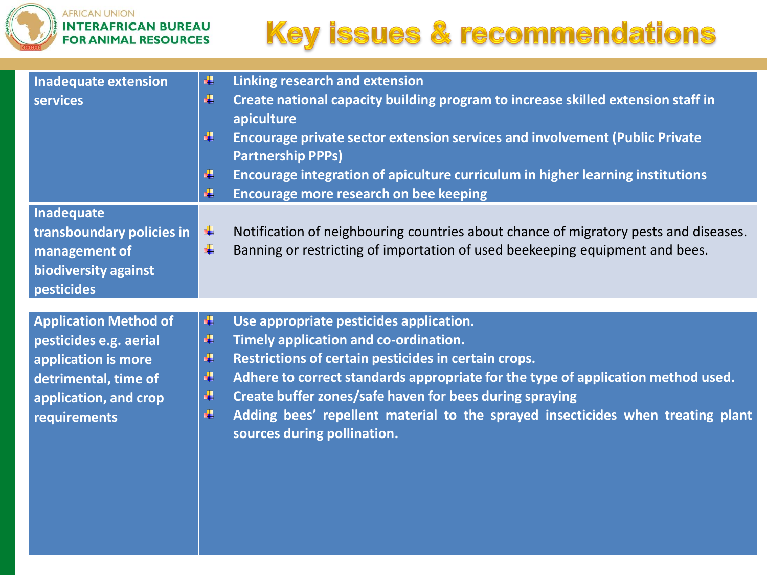# Key issues & recommendations

| Key issue | Recommendations |
| --- | --- |
| **Inadequate extension services** | **Linking research and extension**<br>**Create national capacity building program to increase skilled extension staff in apiculture**<br>**Encourage private sector extension services and involvement (Public Private Partnership PPPs)**<br>**Encourage integration of apiculture curriculum in higher learning institutions**<br>**Encourage more research on bee keeping** |
| **Inadequate transboundary policies in management of biodiversity against pesticides** | Notification of neighbouring countries about chance of migratory pests and diseases.<br>Banning or restricting of importation of used beekeeping equipment and bees. |
| **Application Method of pesticides e.g. aerial application is more detrimental, time of application, and crop requirements** | **Use appropriate pesticides application.**<br>**Timely application and co-ordination.**<br>**Restrictions of certain pesticides in certain crops.**<br>**Adhere to correct standards appropriate for the type of application method used.**<br>**Create buffer zones/safe haven for bees during spraying**<br>**Adding bees' repellent material to the sprayed insecticides when treating plant sources during pollination.** |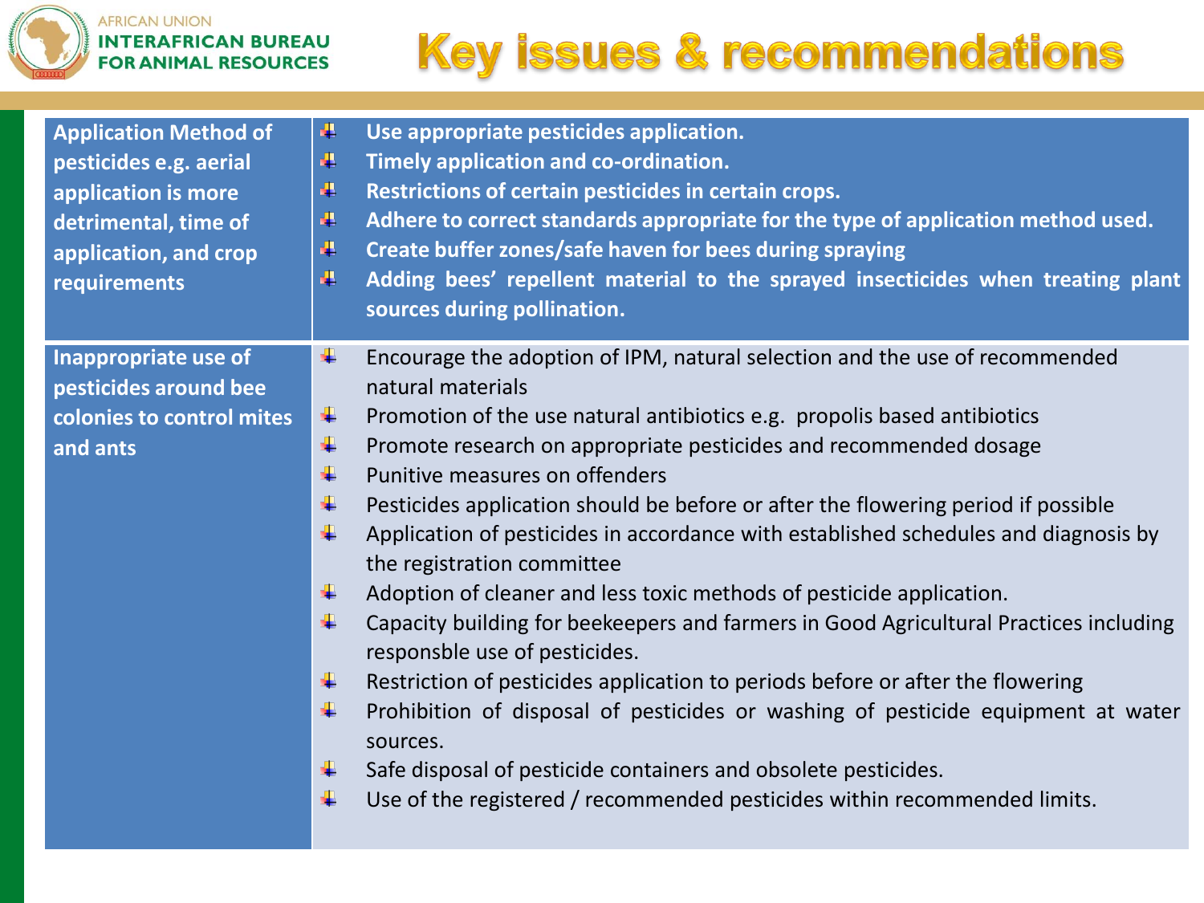AFRICAN UNION
INTERAFRICAN BUREAU FOR ANIMAL RESOURCES

# Key issues & recommendations

| Key issue | Recommendations |
|---|---|
| **Application Method of pesticides e.g. aerial application is more detrimental, time of application, and crop requirements** | **- Use appropriate pesticides application.<br>- Timely application and co-ordination.<br>- Restrictions of certain pesticides in certain crops.<br>- Adhere to correct standards appropriate for the type of application method used.<br>- Create buffer zones/safe haven for bees during spraying<br>- Adding bees' repellent material to the sprayed insecticides when treating plant sources during pollination.** |
| **Inappropriate use of pesticides around bee colonies to control mites and ants** | - Encourage the adoption of IPM, natural selection and the use of recommended natural materials<br>- Promotion of the use natural antibiotics e.g. propolis based antibiotics<br>- Promote research on appropriate pesticides and recommended dosage<br>- Punitive measures on offenders<br>- Pesticides application should be before or after the flowering period if possible<br>- Application of pesticides in accordance with established schedules and diagnosis by the registration committee<br>- Adoption of cleaner and less toxic methods of pesticide application.<br>- Capacity building for beekeepers and farmers in Good Agricultural Practices including responsble use of pesticides.<br>- Restriction of pesticides application to periods before or after the flowering<br>- Prohibition of disposal of pesticides or washing of pesticide equipment at water sources.<br>- Safe disposal of pesticide containers and obsolete pesticides.<br>- Use of the registered / recommended pesticides within recommended limits. |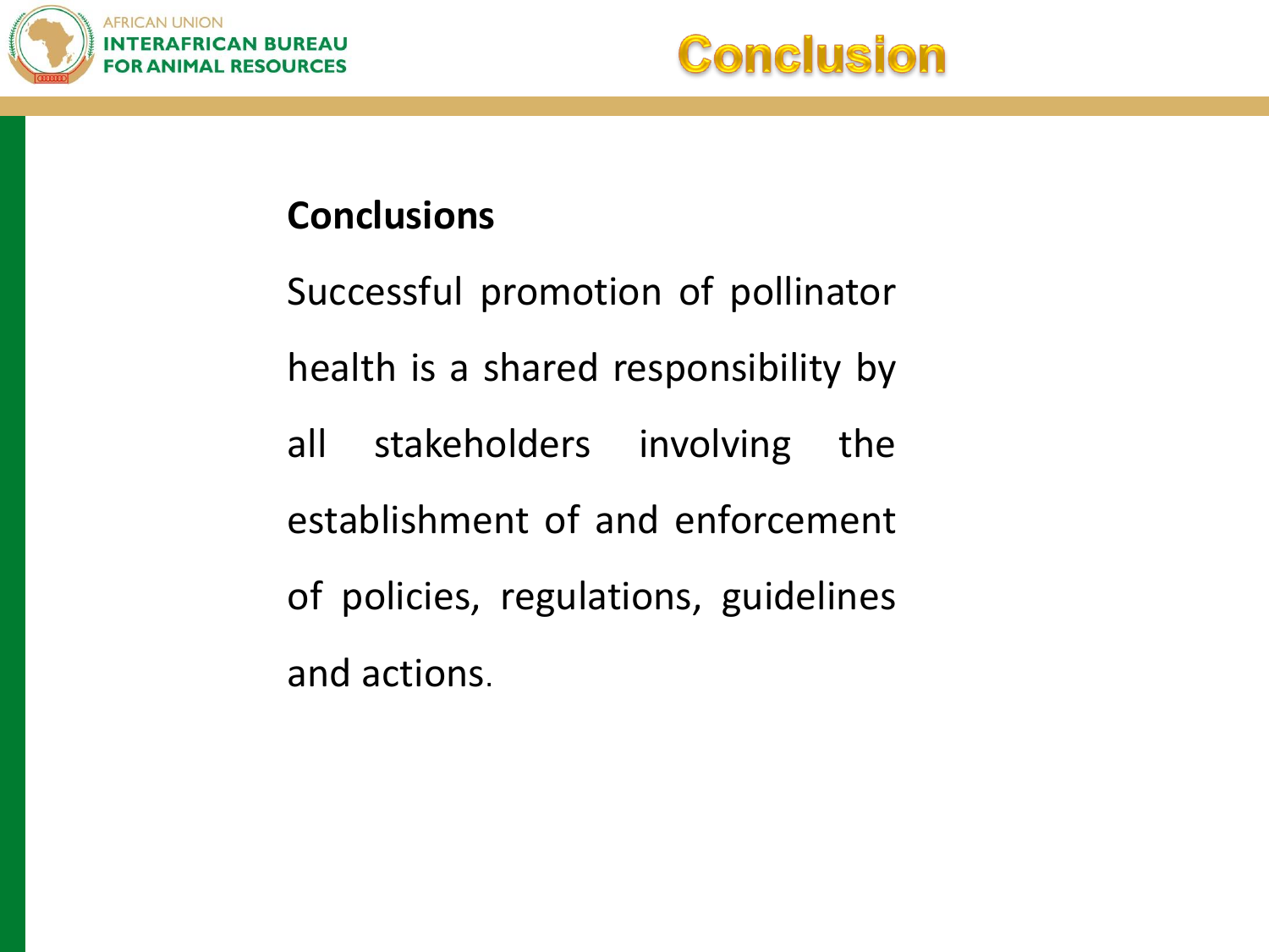# Conclusion

**Conclusions**

Successful promotion of pollinator health is a shared responsibility by all stakeholders involving the establishment of and enforcement of policies, regulations, guidelines and actions.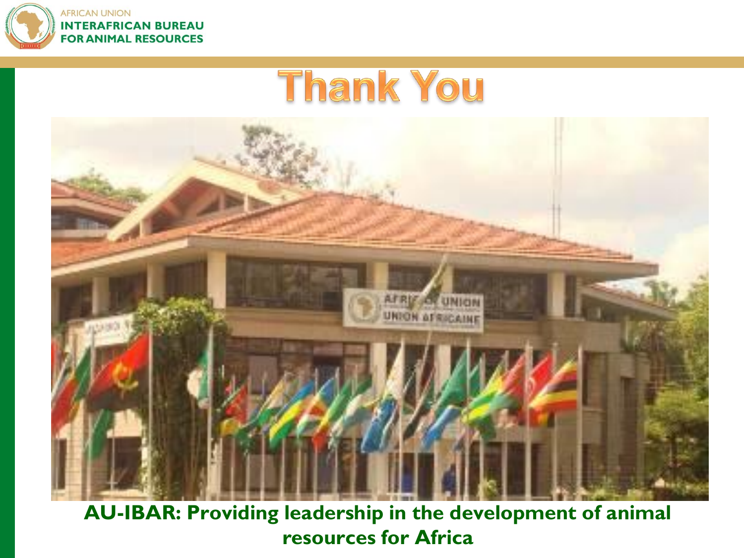# Thank You

**AU-IBAR: Providing leadership in the development of animal resources for Africa**